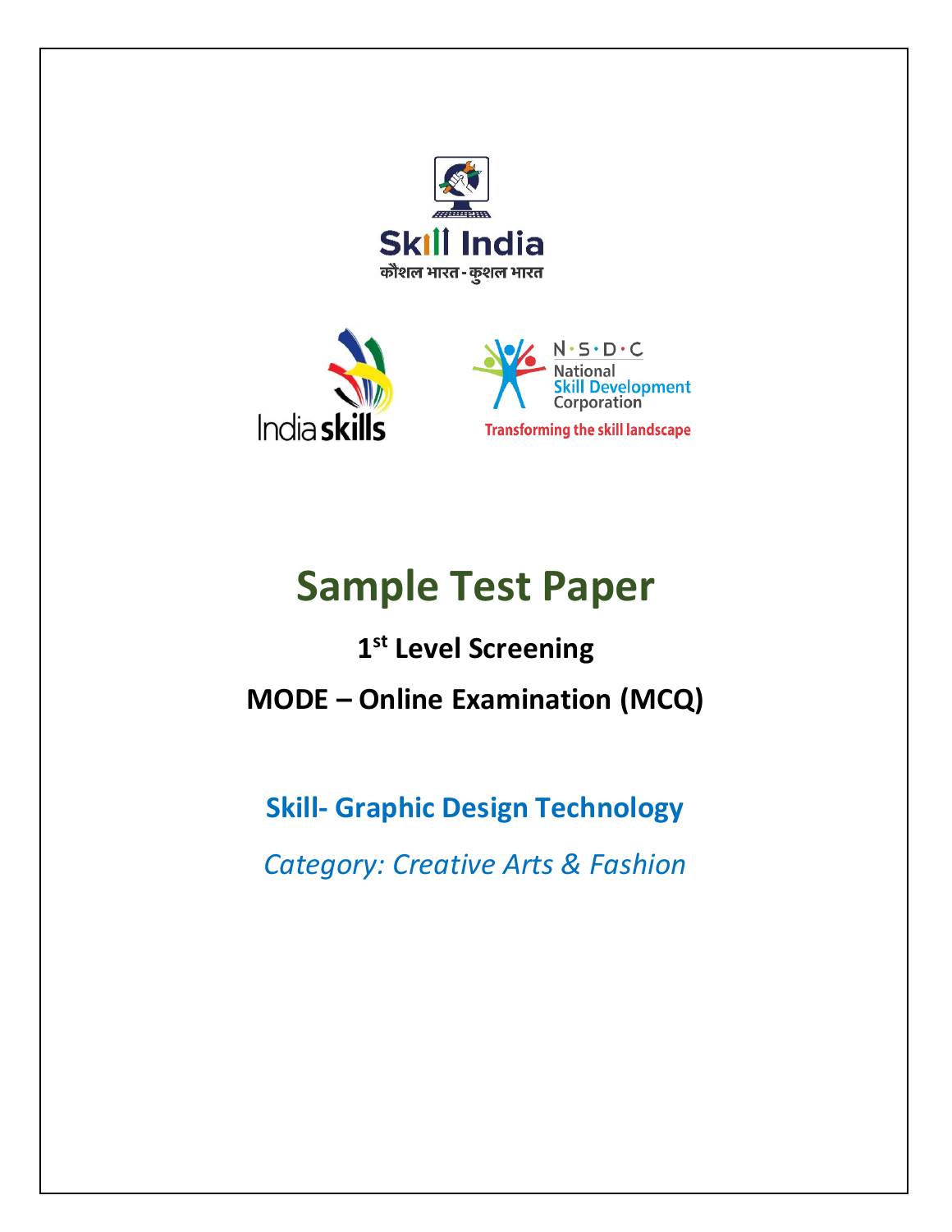Skill India

कौशल भारत - कुशल भारत

India skills

N·S·D·C National Skill Development Corporation

Transforming the skill landscape

# Sample Test Paper

## 1st Level Screening

## MODE – Online Examination (MCQ)

### Skill- Graphic Design Technology

*Category: Creative Arts & Fashion*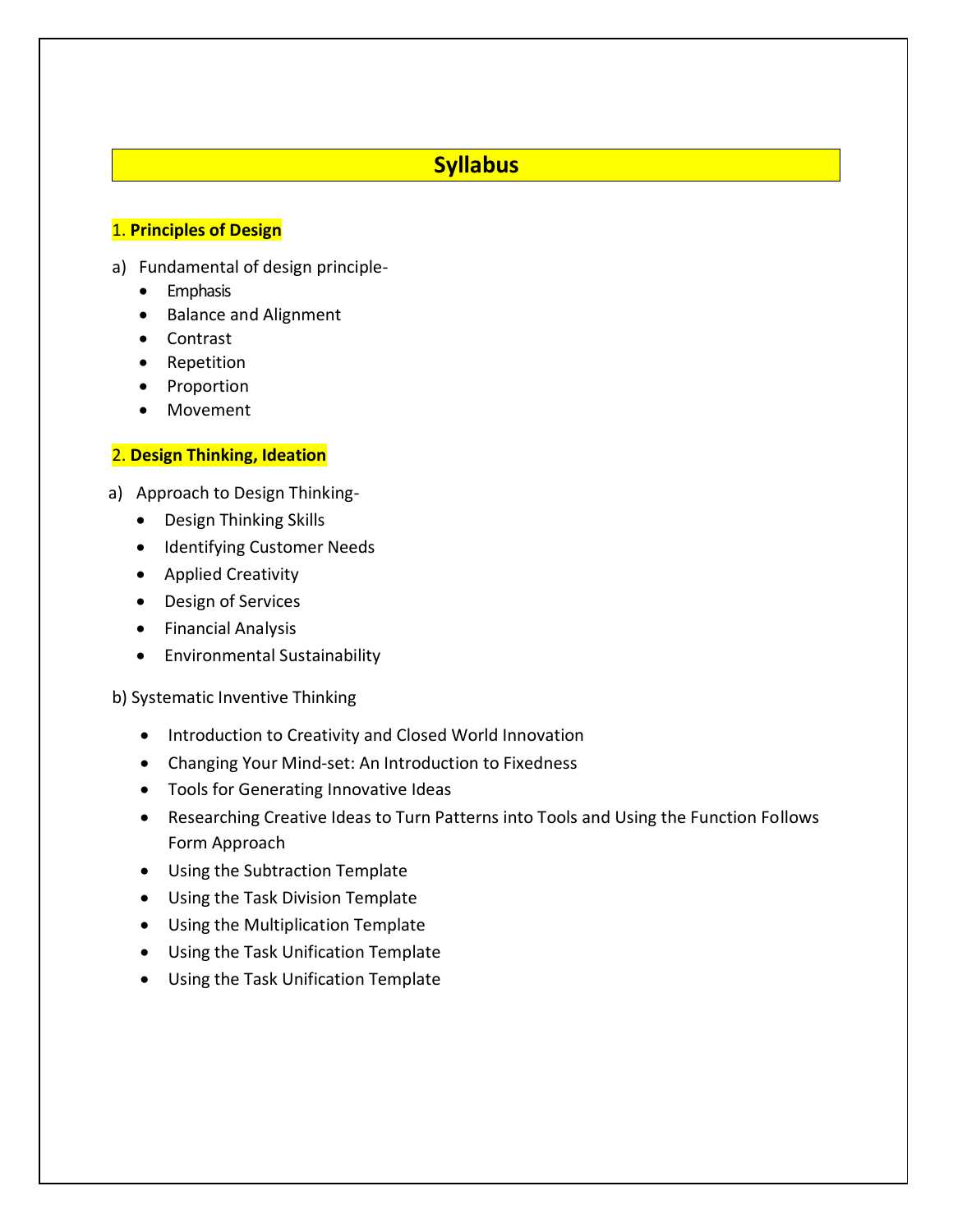# Syllabus

## 1. **Principles of Design**

a) Fundamental of design principle-

- Emphasis
- Balance and Alignment
- Contrast
- Repetition
- Proportion
- Movement

## 2. **Design Thinking, Ideation**

a) Approach to Design Thinking-

- Design Thinking Skills
- Identifying Customer Needs
- Applied Creativity
- Design of Services
- Financial Analysis
- Environmental Sustainability

b) Systematic Inventive Thinking

- Introduction to Creativity and Closed World Innovation
- Changing Your Mind-set: An Introduction to Fixedness
- Tools for Generating Innovative Ideas
- Researching Creative Ideas to Turn Patterns into Tools and Using the Function Follows Form Approach
- Using the Subtraction Template
- Using the Task Division Template
- Using the Multiplication Template
- Using the Task Unification Template
- Using the Task Unification Template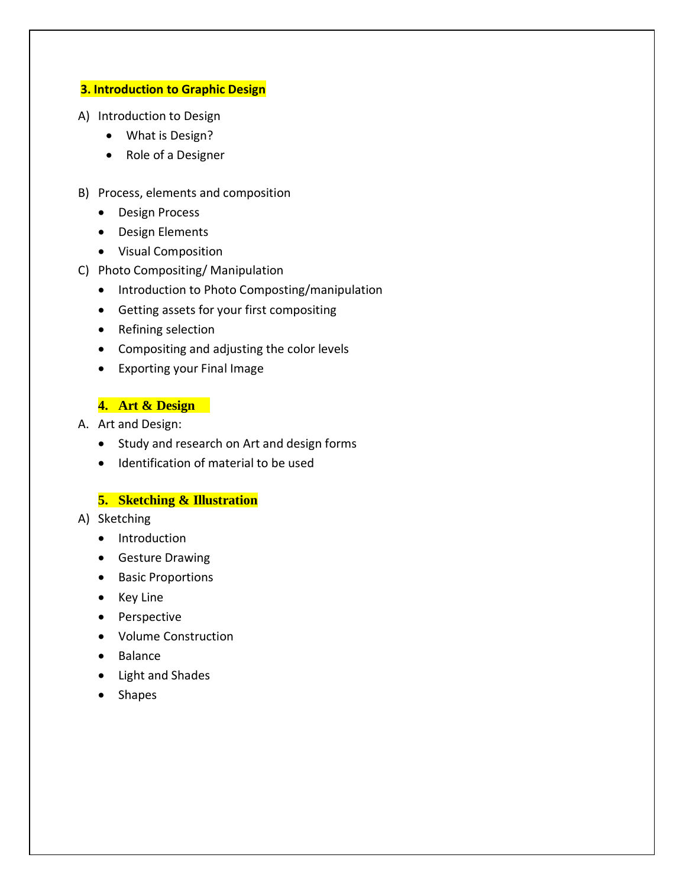## 3. Introduction to Graphic Design

A) Introduction to Design

- What is Design?
- Role of a Designer

B) Process, elements and composition

- Design Process
- Design Elements
- Visual Composition

C) Photo Compositing/ Manipulation

- Introduction to Photo Composting/manipulation
- Getting assets for your first compositing
- Refining selection
- Compositing and adjusting the color levels
- Exporting your Final Image

## 4. Art & Design

A. Art and Design:

- Study and research on Art and design forms
- Identification of material to be used

## 5. Sketching & Illustration

A) Sketching

- Introduction
- Gesture Drawing
- Basic Proportions
- Key Line
- Perspective
- Volume Construction
- Balance
- Light and Shades
- Shapes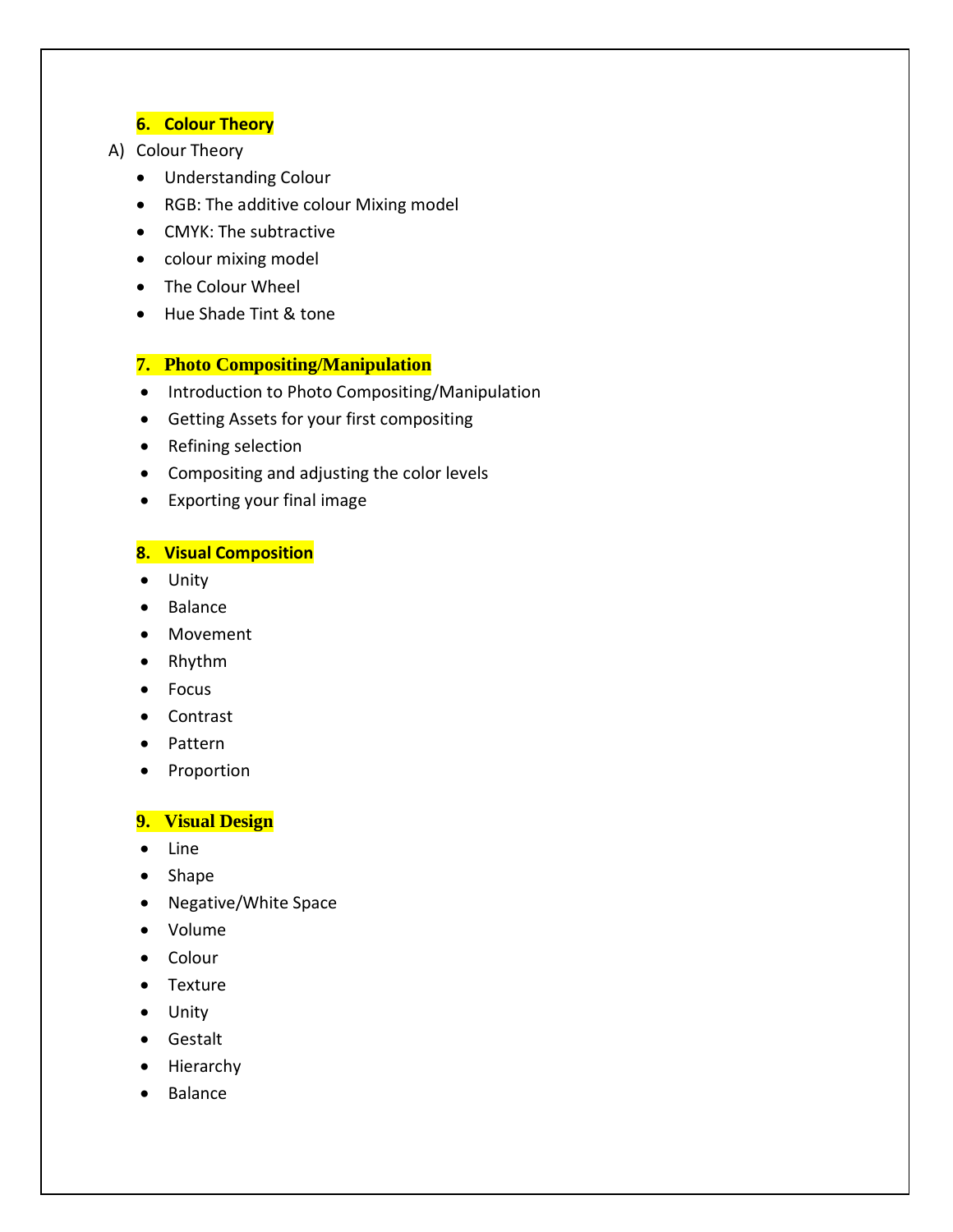**6. Colour Theory**

A) Colour Theory

- Understanding Colour
- RGB: The additive colour Mixing model
- CMYK: The subtractive
- colour mixing model
- The Colour Wheel
- Hue Shade Tint & tone

**7. Photo Compositing/Manipulation**

- Introduction to Photo Compositing/Manipulation
- Getting Assets for your first compositing
- Refining selection
- Compositing and adjusting the color levels
- Exporting your final image

**8. Visual Composition**

- Unity
- Balance
- Movement
- Rhythm
- Focus
- Contrast
- Pattern
- Proportion

**9. Visual Design**

- Line
- Shape
- Negative/White Space
- Volume
- Colour
- Texture
- Unity
- Gestalt
- Hierarchy
- Balance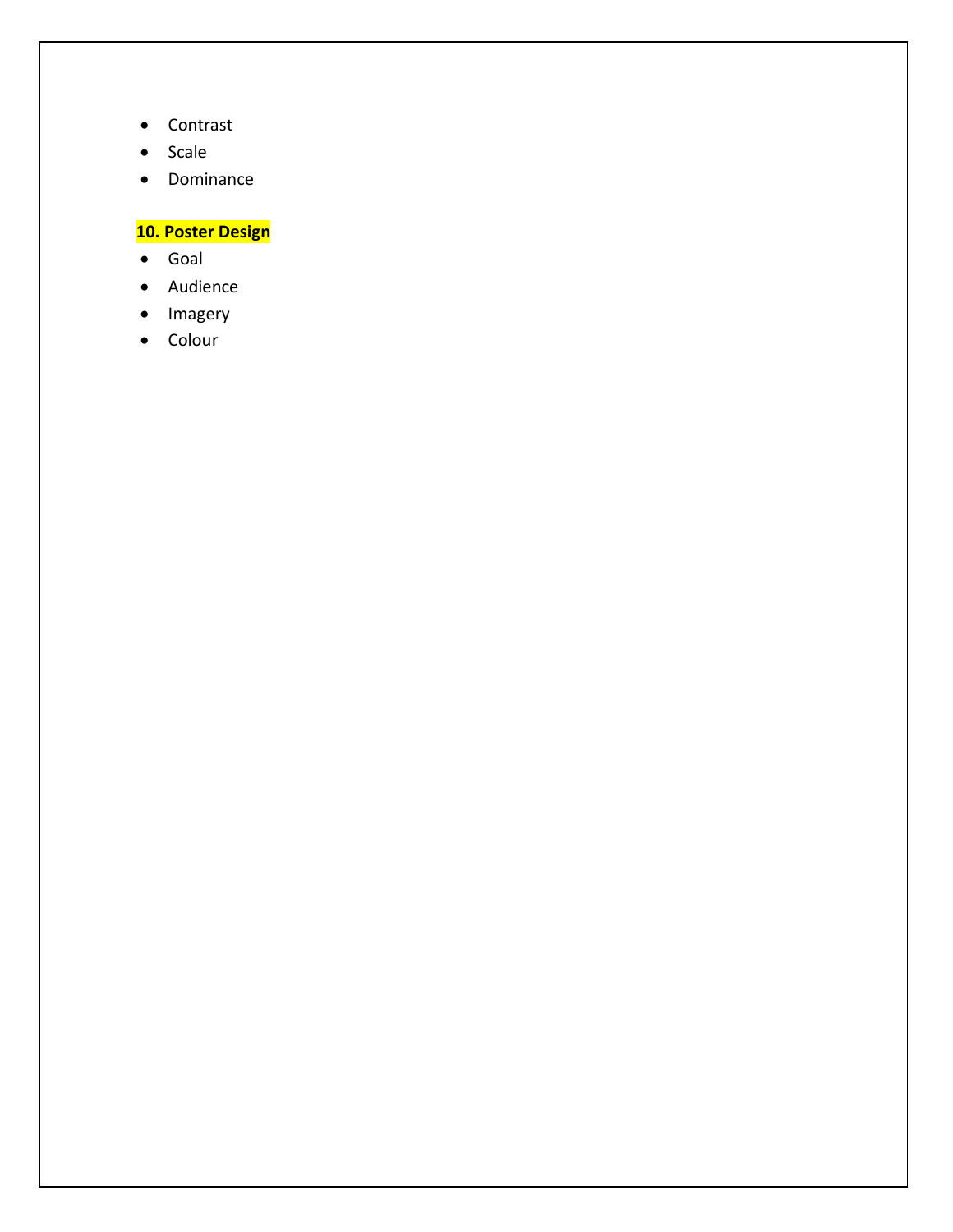- Contrast
- Scale
- Dominance

**10. Poster Design**

- Goal
- Audience
- Imagery
- Colour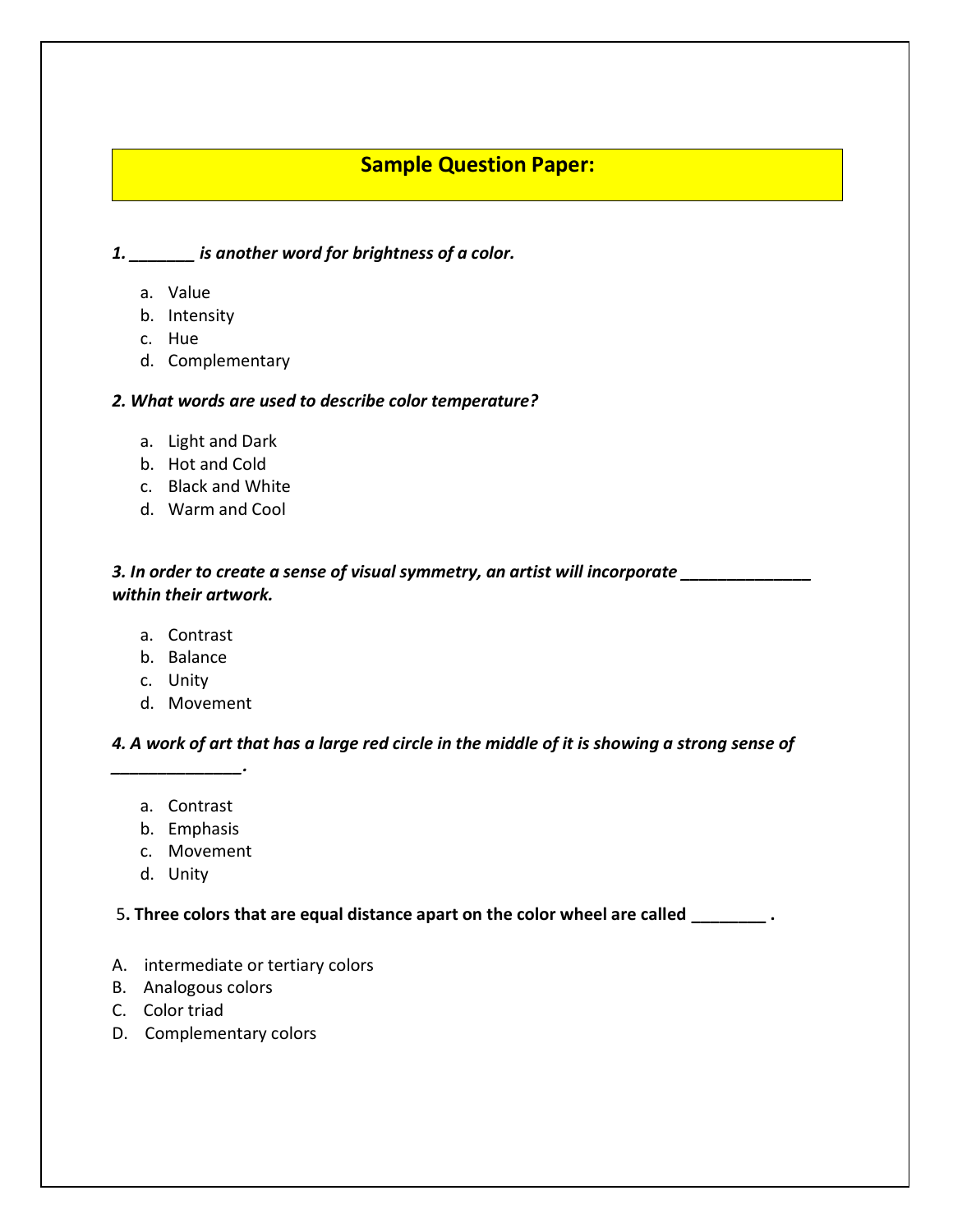## Sample Question Paper:

***1. _______ is another word for brightness of a color.***

a. Value
b. Intensity
c. Hue
d. Complementary

***2. What words are used to describe color temperature?***

a. Light and Dark
b. Hot and Cold
c. Black and White
d. Warm and Cool

***3. In order to create a sense of visual symmetry, an artist will incorporate ______________ within their artwork.***

a. Contrast
b. Balance
c. Unity
d. Movement

***4. A work of art that has a large red circle in the middle of it is showing a strong sense of ______________.***

a. Contrast
b. Emphasis
c. Movement
d. Unity

5**. Three colors that are equal distance apart on the color wheel are called ________ .**

A. intermediate or tertiary colors
B. Analogous colors
C. Color triad
D. Complementary colors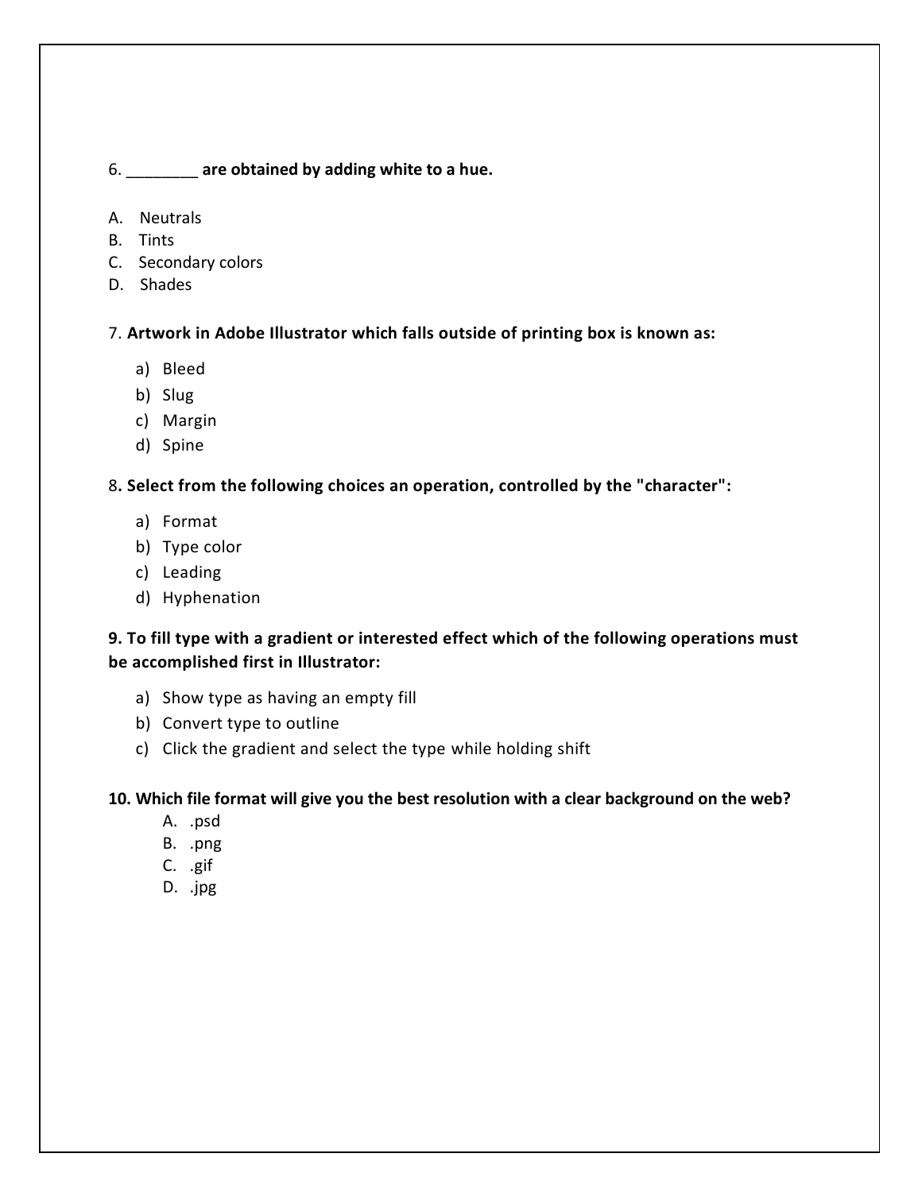6. ________ **are obtained by adding white to a hue.**

A. Neutrals
B. Tints
C. Secondary colors
D. Shades

7. **Artwork in Adobe Illustrator which falls outside of printing box is known as:**

a) Bleed
b) Slug
c) Margin
d) Spine

8**. Select from the following choices an operation, controlled by the "character":**

a) Format
b) Type color
c) Leading
d) Hyphenation

**9. To fill type with a gradient or interested effect which of the following operations must be accomplished first in Illustrator:**

a) Show type as having an empty fill
b) Convert type to outline
c) Click the gradient and select the type while holding shift

**10. Which file format will give you the best resolution with a clear background on the web?**

A. .psd
B. .png
C. .gif
D. .jpg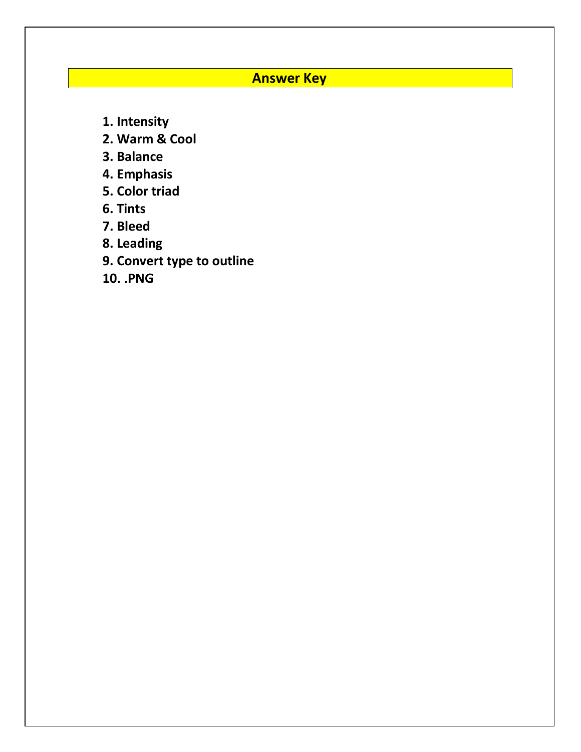## Answer Key

1. **Intensity**
2. **Warm & Cool**
3. **Balance**
4. **Emphasis**
5. **Color triad**
6. **Tints**
7. **Bleed**
8. **Leading**
9. **Convert type to outline**
10. **.PNG**